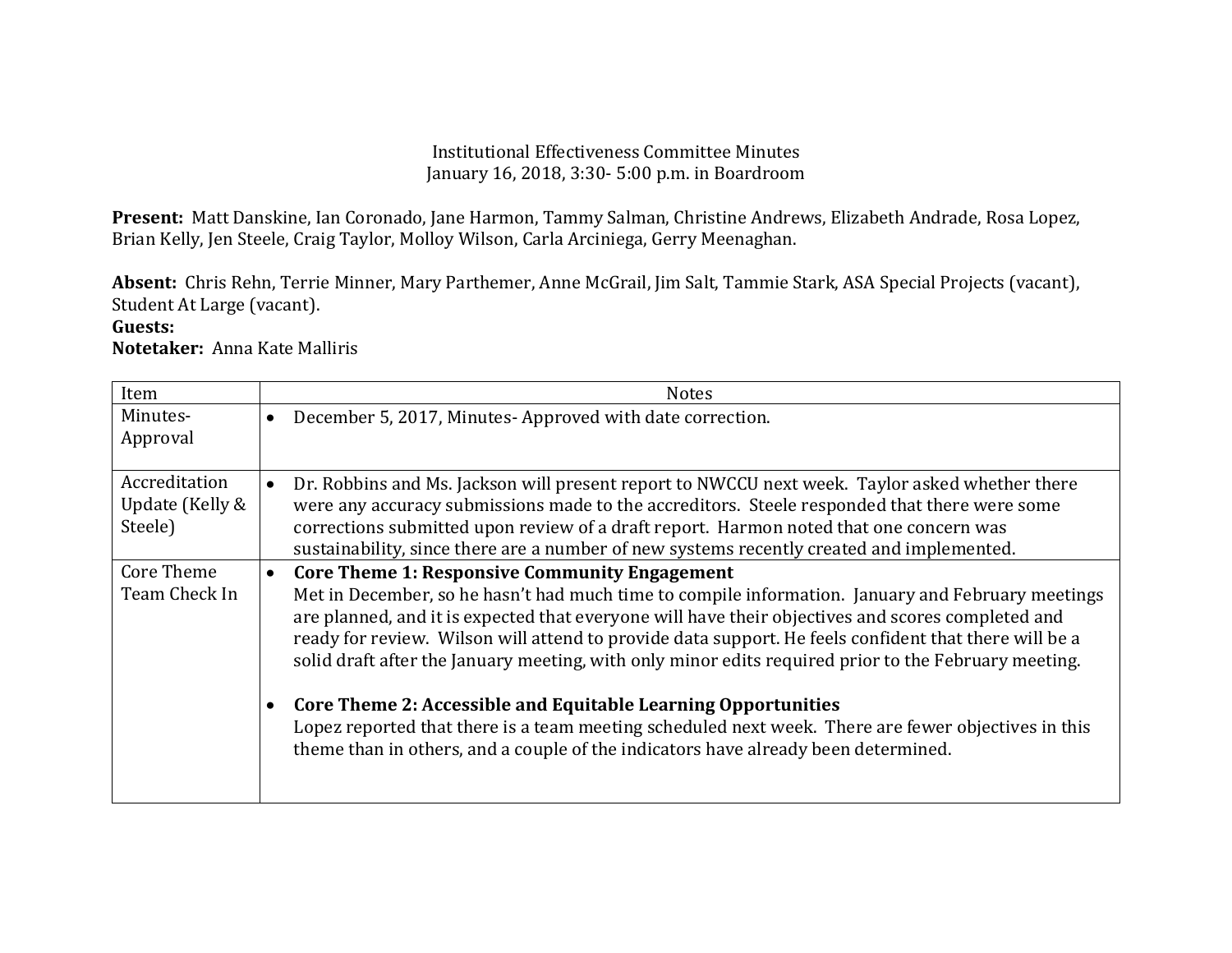Institutional Effectiveness Committee Minutes
January 16, 2018, 3:30- 5:00 p.m. in Boardroom

**Present:** Matt Danskine, Ian Coronado, Jane Harmon, Tammy Salman, Christine Andrews, Elizabeth Andrade, Rosa Lopez, Brian Kelly, Jen Steele, Craig Taylor, Molloy Wilson, Carla Arciniega, Gerry Meenaghan.

**Absent:** Chris Rehn, Terrie Minner, Mary Parthemer, Anne McGrail, Jim Salt, Tammie Stark, ASA Special Projects (vacant), Student At Large (vacant).

**Guests:**

**Notetaker:** Anna Kate Malliris

| Item | Notes |
|---|---|
| Minutes- Approval | • December 5, 2017, Minutes- Approved with date correction. |
| Accreditation Update (Kelly & Steele) | • Dr. Robbins and Ms. Jackson will present report to NWCCU next week. Taylor asked whether there were any accuracy submissions made to the accreditors. Steele responded that there were some corrections submitted upon review of a draft report. Harmon noted that one concern was sustainability, since there are a number of new systems recently created and implemented. |
| Core Theme Team Check In | • **Core Theme 1: Responsive Community Engagement** Met in December, so he hasn't had much time to compile information. January and February meetings are planned, and it is expected that everyone will have their objectives and scores completed and ready for review. Wilson will attend to provide data support. He feels confident that there will be a solid draft after the January meeting, with only minor edits required prior to the February meeting. <br><br> • **Core Theme 2: Accessible and Equitable Learning Opportunities** Lopez reported that there is a team meeting scheduled next week. There are fewer objectives in this theme than in others, and a couple of the indicators have already been determined. |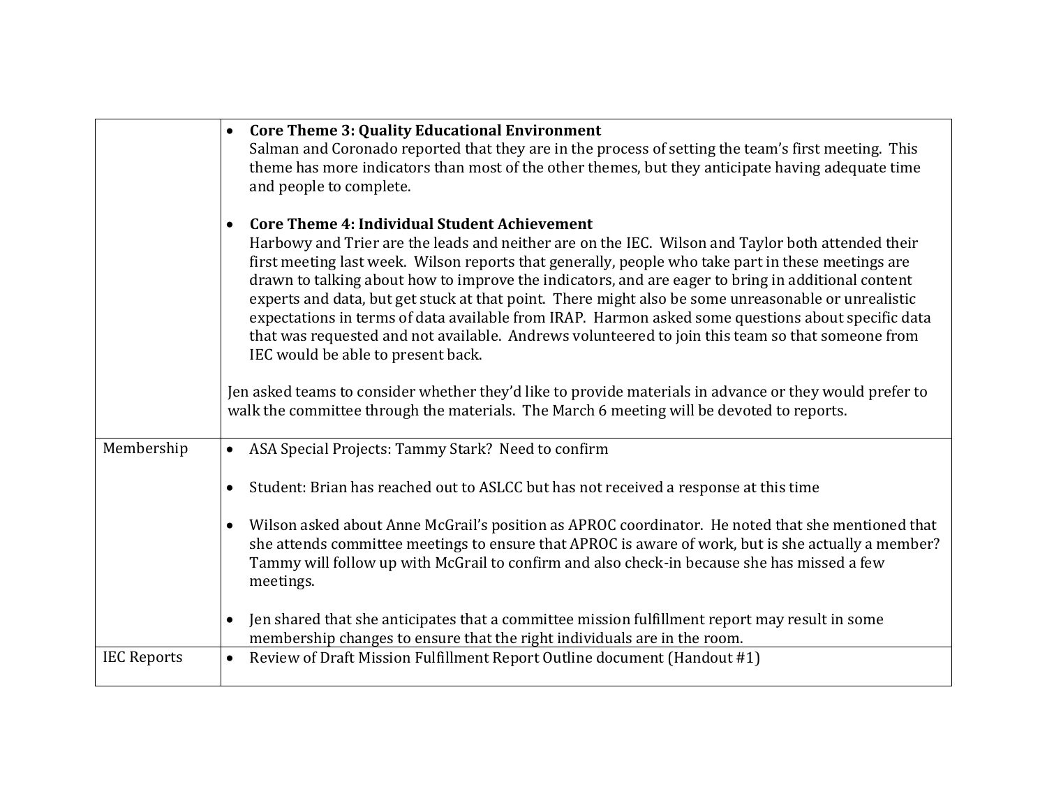| | |
|---|---|
| | • **Core Theme 3: Quality Educational Environment**<br>Salman and Coronado reported that they are in the process of setting the team's first meeting. This theme has more indicators than most of the other themes, but they anticipate having adequate time and people to complete.<br><br>• **Core Theme 4: Individual Student Achievement**<br>Harbowy and Trier are the leads and neither are on the IEC. Wilson and Taylor both attended their first meeting last week. Wilson reports that generally, people who take part in these meetings are drawn to talking about how to improve the indicators, and are eager to bring in additional content experts and data, but get stuck at that point. There might also be some unreasonable or unrealistic expectations in terms of data available from IRAP. Harmon asked some questions about specific data that was requested and not available. Andrews volunteered to join this team so that someone from IEC would be able to present back.<br><br>Jen asked teams to consider whether they'd like to provide materials in advance or they would prefer to walk the committee through the materials. The March 6 meeting will be devoted to reports. |
| Membership | • ASA Special Projects: Tammy Stark? Need to confirm<br><br>• Student: Brian has reached out to ASLCC but has not received a response at this time<br><br>• Wilson asked about Anne McGrail's position as APROC coordinator. He noted that she mentioned that she attends committee meetings to ensure that APROC is aware of work, but is she actually a member? Tammy will follow up with McGrail to confirm and also check-in because she has missed a few meetings.<br><br>• Jen shared that she anticipates that a committee mission fulfillment report may result in some membership changes to ensure that the right individuals are in the room. |
| IEC Reports | • Review of Draft Mission Fulfillment Report Outline document (Handout #1) |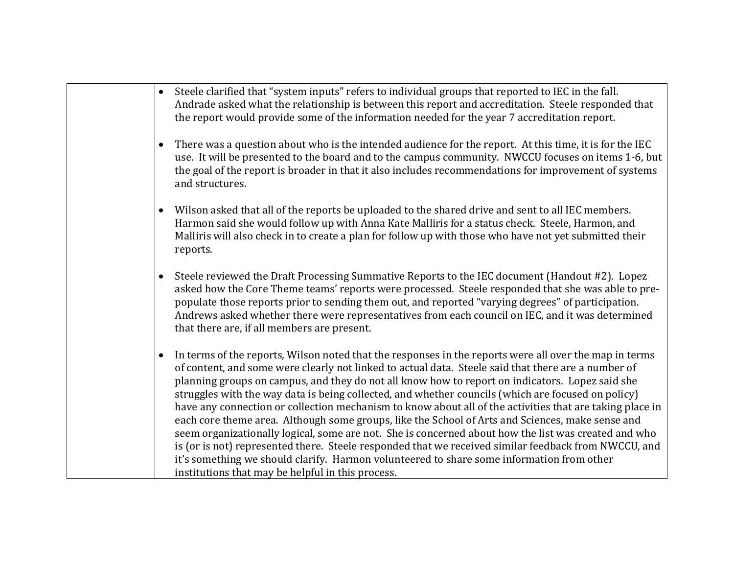| | |
|---|---|
| | • Steele clarified that "system inputs" refers to individual groups that reported to IEC in the fall. Andrade asked what the relationship is between this report and accreditation. Steele responded that the report would provide some of the information needed for the year 7 accreditation report.<br><br>• There was a question about who is the intended audience for the report. At this time, it is for the IEC use. It will be presented to the board and to the campus community. NWCCU focuses on items 1-6, but the goal of the report is broader in that it also includes recommendations for improvement of systems and structures.<br><br>• Wilson asked that all of the reports be uploaded to the shared drive and sent to all IEC members. Harmon said she would follow up with Anna Kate Malliris for a status check. Steele, Harmon, and Malliris will also check in to create a plan for follow up with those who have not yet submitted their reports.<br><br>• Steele reviewed the Draft Processing Summative Reports to the IEC document (Handout #2). Lopez asked how the Core Theme teams' reports were processed. Steele responded that she was able to pre-populate those reports prior to sending them out, and reported "varying degrees" of participation. Andrews asked whether there were representatives from each council on IEC, and it was determined that there are, if all members are present.<br><br>• In terms of the reports, Wilson noted that the responses in the reports were all over the map in terms of content, and some were clearly not linked to actual data. Steele said that there are a number of planning groups on campus, and they do not all know how to report on indicators. Lopez said she struggles with the way data is being collected, and whether councils (which are focused on policy) have any connection or collection mechanism to know about all of the activities that are taking place in each core theme area. Although some groups, like the School of Arts and Sciences, make sense and seem organizationally logical, some are not. She is concerned about how the list was created and who is (or is not) represented there. Steele responded that we received similar feedback from NWCCU, and it's something we should clarify. Harmon volunteered to share some information from other institutions that may be helpful in this process. |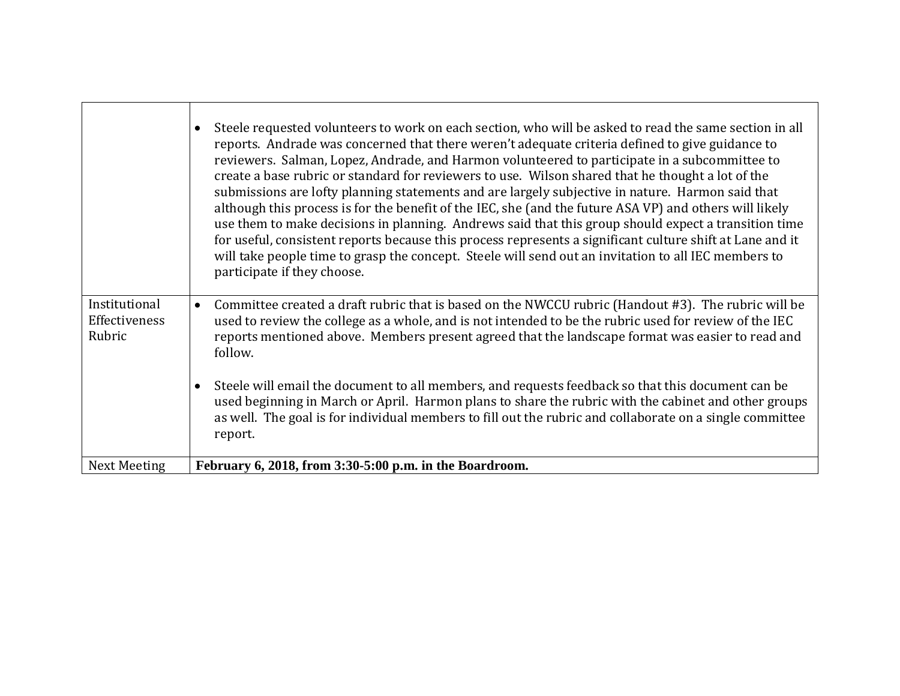| | |
|---|---|
| | • Steele requested volunteers to work on each section, who will be asked to read the same section in all reports. Andrade was concerned that there weren't adequate criteria defined to give guidance to reviewers. Salman, Lopez, Andrade, and Harmon volunteered to participate in a subcommittee to create a base rubric or standard for reviewers to use. Wilson shared that he thought a lot of the submissions are lofty planning statements and are largely subjective in nature. Harmon said that although this process is for the benefit of the IEC, she (and the future ASA VP) and others will likely use them to make decisions in planning. Andrews said that this group should expect a transition time for useful, consistent reports because this process represents a significant culture shift at Lane and it will take people time to grasp the concept. Steele will send out an invitation to all IEC members to participate if they choose. |
| Institutional Effectiveness Rubric | • Committee created a draft rubric that is based on the NWCCU rubric (Handout #3). The rubric will be used to review the college as a whole, and is not intended to be the rubric used for review of the IEC reports mentioned above. Members present agreed that the landscape format was easier to read and follow.<br><br>• Steele will email the document to all members, and requests feedback so that this document can be used beginning in March or April. Harmon plans to share the rubric with the cabinet and other groups as well. The goal is for individual members to fill out the rubric and collaborate on a single committee report. |
| Next Meeting | **February 6, 2018, from 3:30-5:00 p.m. in the Boardroom.** |